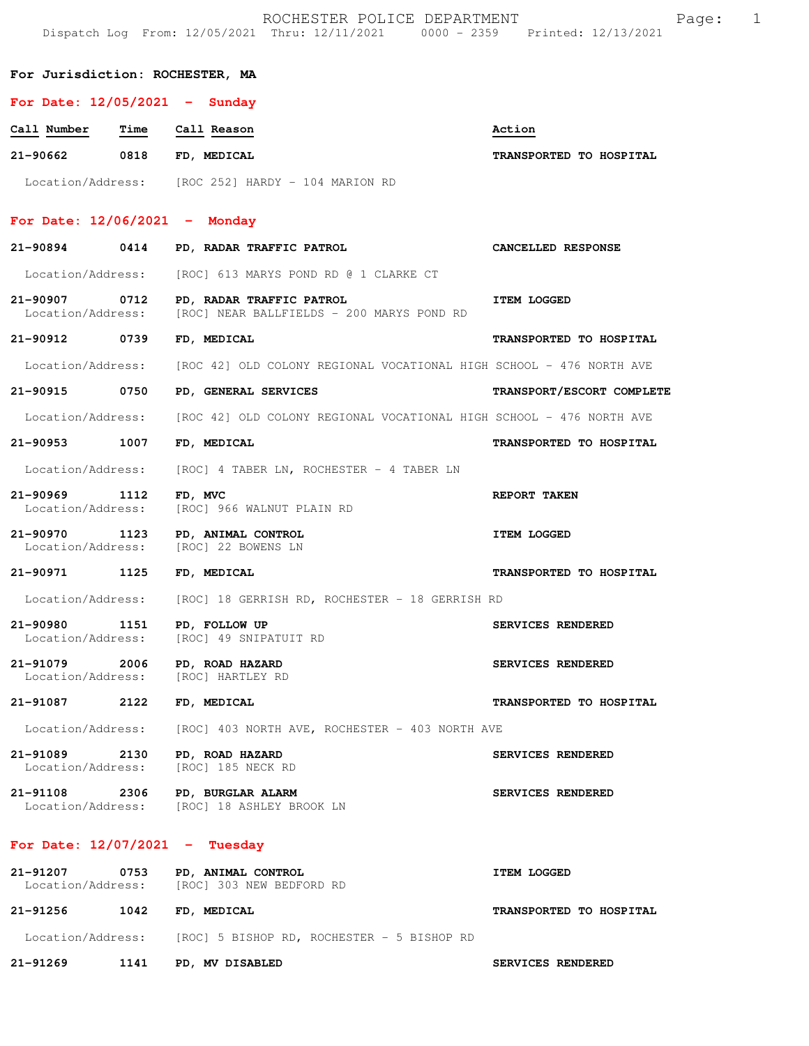# ROCHESTER POLICE DEPARTMENT

Dispatch Log From: 12/05/2021 Thru: 12/11/2021 0000 - 2359 Printed: 12/13/2021

**For Jurisdiction: ROCHESTER, MA**

## For Date: 12/05/2021 - Sunday

| Call Number | Time | Call Reason | Action |
|---|---|---|---|
| 21-90662 | 0818 | FD, MEDICAL | TRANSPORTED TO HOSPITAL |
| Location/Address: | | [ROC 252] HARDY - 104 MARION RD | |

## For Date: 12/06/2021 - Monday

| Call Number | Time | Call Reason | Action |
|---|---|---|---|
| 21-90894 | 0414 | PD, RADAR TRAFFIC PATROL | CANCELLED RESPONSE |
| Location/Address: | | [ROC] 613 MARYS POND RD @ 1 CLARKE CT | |
| 21-90907 | 0712 | PD, RADAR TRAFFIC PATROL | ITEM LOGGED |
| Location/Address: | | [ROC] NEAR BALLFIELDS - 200 MARYS POND RD | |
| 21-90912 | 0739 | FD, MEDICAL | TRANSPORTED TO HOSPITAL |
| Location/Address: | | [ROC 42] OLD COLONY REGIONAL VOCATIONAL HIGH SCHOOL - 476 NORTH AVE | |
| 21-90915 | 0750 | PD, GENERAL SERVICES | TRANSPORT/ESCORT COMPLETE |
| Location/Address: | | [ROC 42] OLD COLONY REGIONAL VOCATIONAL HIGH SCHOOL - 476 NORTH AVE | |
| 21-90953 | 1007 | FD, MEDICAL | TRANSPORTED TO HOSPITAL |
| Location/Address: | | [ROC] 4 TABER LN, ROCHESTER - 4 TABER LN | |
| 21-90969 | 1112 | FD, MVC | REPORT TAKEN |
| Location/Address: | | [ROC] 966 WALNUT PLAIN RD | |
| 21-90970 | 1123 | PD, ANIMAL CONTROL | ITEM LOGGED |
| Location/Address: | | [ROC] 22 BOWENS LN | |
| 21-90971 | 1125 | FD, MEDICAL | TRANSPORTED TO HOSPITAL |
| Location/Address: | | [ROC] 18 GERRISH RD, ROCHESTER - 18 GERRISH RD | |
| 21-90980 | 1151 | PD, FOLLOW UP | SERVICES RENDERED |
| Location/Address: | | [ROC] 49 SNIPATUIT RD | |
| 21-91079 | 2006 | PD, ROAD HAZARD | SERVICES RENDERED |
| Location/Address: | | [ROC] HARTLEY RD | |
| 21-91087 | 2122 | FD, MEDICAL | TRANSPORTED TO HOSPITAL |
| Location/Address: | | [ROC] 403 NORTH AVE, ROCHESTER - 403 NORTH AVE | |
| 21-91089 | 2130 | PD, ROAD HAZARD | SERVICES RENDERED |
| Location/Address: | | [ROC] 185 NECK RD | |
| 21-91108 | 2306 | PD, BURGLAR ALARM | SERVICES RENDERED |
| Location/Address: | | [ROC] 18 ASHLEY BROOK LN | |

## For Date: 12/07/2021 - Tuesday

| Call Number | Time | Call Reason | Action |
|---|---|---|---|
| 21-91207 | 0753 | PD, ANIMAL CONTROL | ITEM LOGGED |
| Location/Address: | | [ROC] 303 NEW BEDFORD RD | |
| 21-91256 | 1042 | FD, MEDICAL | TRANSPORTED TO HOSPITAL |
| Location/Address: | | [ROC] 5 BISHOP RD, ROCHESTER - 5 BISHOP RD | |
| 21-91269 | 1141 | PD, MV DISABLED | SERVICES RENDERED |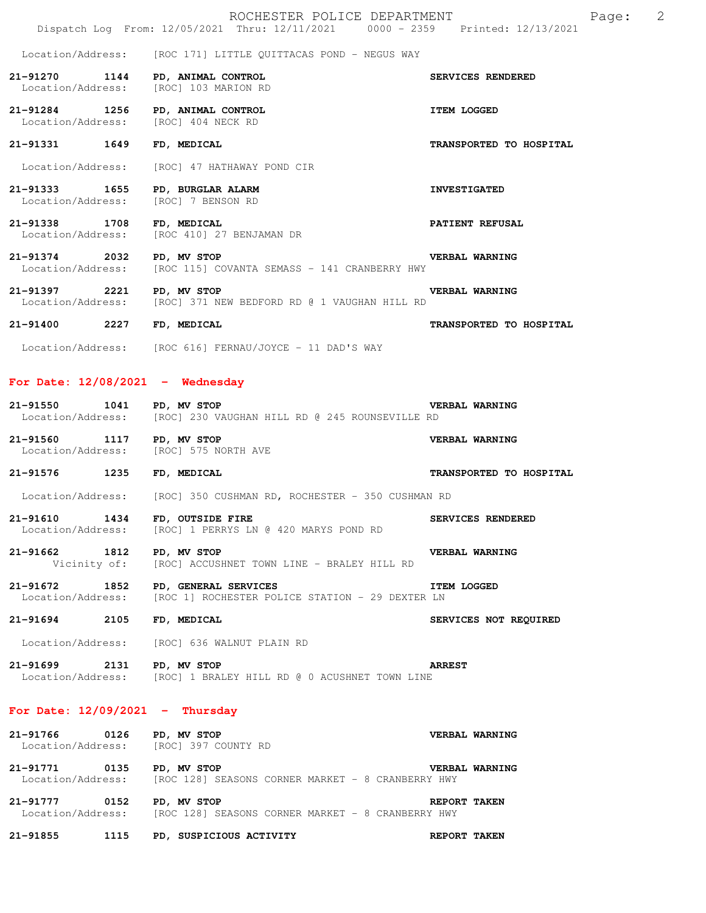Location/Address: [ROC 171] LITTLE QUITTACAS POND - NEGUS WAY

**21-91270 1144 PD, ANIMAL CONTROL** — **SERVICES RENDERED**
Location/Address: [ROC] 103 MARION RD

**21-91284 1256 PD, ANIMAL CONTROL** — **ITEM LOGGED**
Location/Address: [ROC] 404 NECK RD

**21-91331 1649 FD, MEDICAL** — **TRANSPORTED TO HOSPITAL**
Location/Address: [ROC] 47 HATHAWAY POND CIR

**21-91333 1655 PD, BURGLAR ALARM** — **INVESTIGATED**
Location/Address: [ROC] 7 BENSON RD

**21-91338 1708 FD, MEDICAL** — **PATIENT REFUSAL**
Location/Address: [ROC 410] 27 BENJAMAN DR

**21-91374 2032 PD, MV STOP** — **VERBAL WARNING**
Location/Address: [ROC 115] COVANTA SEMASS - 141 CRANBERRY HWY

**21-91397 2221 PD, MV STOP** — **VERBAL WARNING**
Location/Address: [ROC] 371 NEW BEDFORD RD @ 1 VAUGHAN HILL RD

**21-91400 2227 FD, MEDICAL** — **TRANSPORTED TO HOSPITAL**
Location/Address: [ROC 616] FERNAU/JOYCE - 11 DAD'S WAY

## For Date: 12/08/2021 - Wednesday

**21-91550 1041 PD, MV STOP** — **VERBAL WARNING**
Location/Address: [ROC] 230 VAUGHAN HILL RD @ 245 ROUNSEVILLE RD

**21-91560 1117 PD, MV STOP** — **VERBAL WARNING**
Location/Address: [ROC] 575 NORTH AVE

**21-91576 1235 FD, MEDICAL** — **TRANSPORTED TO HOSPITAL**
Location/Address: [ROC] 350 CUSHMAN RD, ROCHESTER - 350 CUSHMAN RD

**21-91610 1434 FD, OUTSIDE FIRE** — **SERVICES RENDERED**
Location/Address: [ROC] 1 PERRYS LN @ 420 MARYS POND RD

**21-91662 1812 PD, MV STOP** — **VERBAL WARNING**
Vicinity of: [ROC] ACCUSHNET TOWN LINE - BRALEY HILL RD

**21-91672 1852 PD, GENERAL SERVICES** — **ITEM LOGGED**
Location/Address: [ROC 1] ROCHESTER POLICE STATION - 29 DEXTER LN

**21-91694 2105 FD, MEDICAL** — **SERVICES NOT REQUIRED**
Location/Address: [ROC] 636 WALNUT PLAIN RD

**21-91699 2131 PD, MV STOP** — **ARREST**
Location/Address: [ROC] 1 BRALEY HILL RD @ 0 ACUSHNET TOWN LINE

## For Date: 12/09/2021 - Thursday

**21-91766 0126 PD, MV STOP** — **VERBAL WARNING**
Location/Address: [ROC] 397 COUNTY RD

**21-91771 0135 PD, MV STOP** — **VERBAL WARNING**
Location/Address: [ROC 128] SEASONS CORNER MARKET - 8 CRANBERRY HWY

**21-91777 0152 PD, MV STOP** — **REPORT TAKEN**
Location/Address: [ROC 128] SEASONS CORNER MARKET - 8 CRANBERRY HWY

**21-91855 1115 PD, SUSPICIOUS ACTIVITY** — **REPORT TAKEN**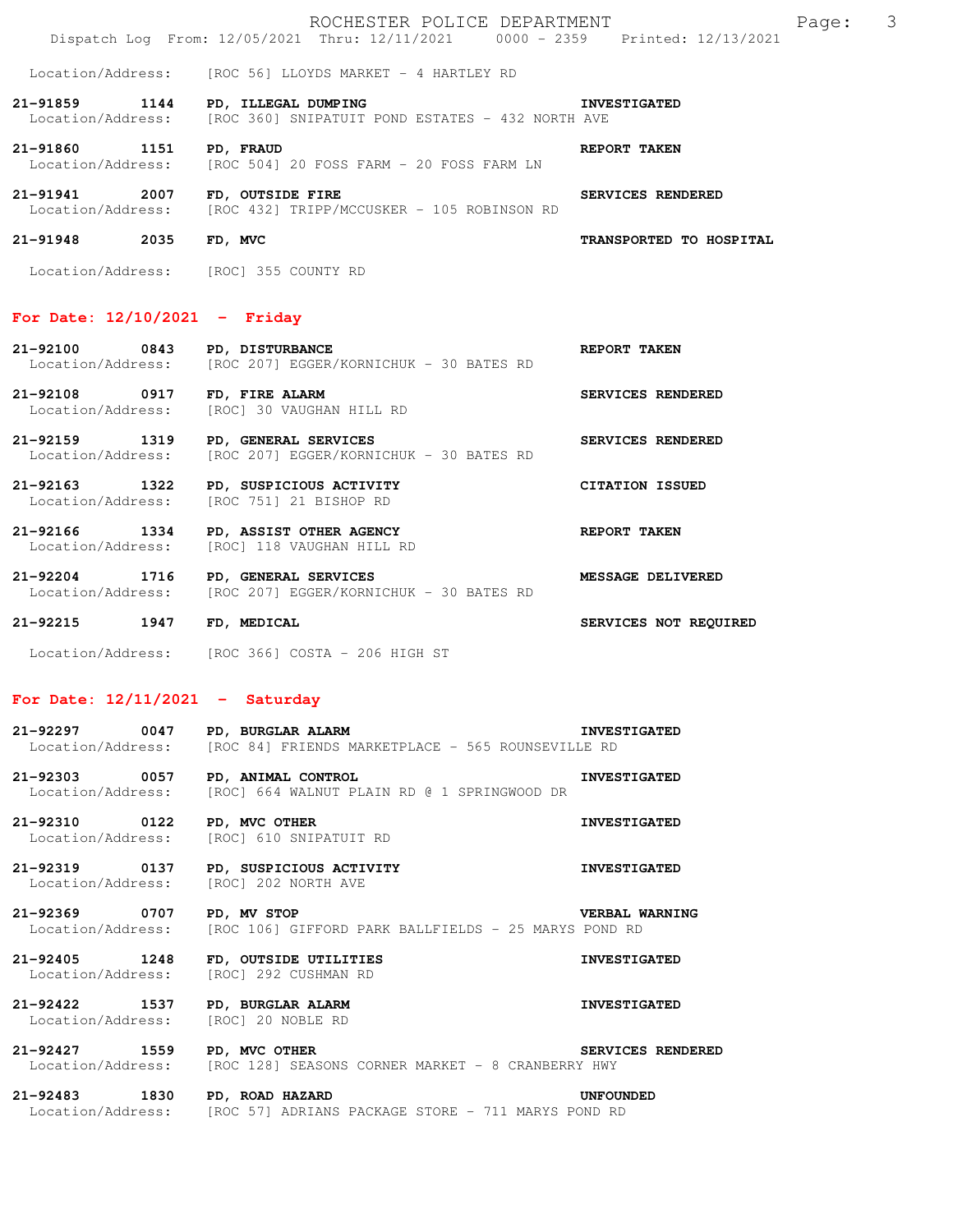Location/Address: [ROC 56] LLOYDS MARKET - 4 HARTLEY RD

**21-91859 1144 PD, ILLEGAL DUMPING** — **INVESTIGATED**
Location/Address: [ROC 360] SNIPATUIT POND ESTATES - 432 NORTH AVE

**21-91860 1151 PD, FRAUD** — **REPORT TAKEN**
Location/Address: [ROC 504] 20 FOSS FARM - 20 FOSS FARM LN

**21-91941 2007 FD, OUTSIDE FIRE** — **SERVICES RENDERED**
Location/Address: [ROC 432] TRIPP/MCCUSKER - 105 ROBINSON RD

**21-91948 2035 FD, MVC** — **TRANSPORTED TO HOSPITAL**
Location/Address: [ROC] 355 COUNTY RD

## For Date: 12/10/2021 - Friday

**21-92100 0843 PD, DISTURBANCE** — **REPORT TAKEN**
Location/Address: [ROC 207] EGGER/KORNICHUK - 30 BATES RD

**21-92108 0917 FD, FIRE ALARM** — **SERVICES RENDERED**
Location/Address: [ROC] 30 VAUGHAN HILL RD

**21-92159 1319 PD, GENERAL SERVICES** — **SERVICES RENDERED**
Location/Address: [ROC 207] EGGER/KORNICHUK - 30 BATES RD

**21-92163 1322 PD, SUSPICIOUS ACTIVITY** — **CITATION ISSUED**
Location/Address: [ROC 751] 21 BISHOP RD

**21-92166 1334 PD, ASSIST OTHER AGENCY** — **REPORT TAKEN**
Location/Address: [ROC] 118 VAUGHAN HILL RD

**21-92204 1716 PD, GENERAL SERVICES** — **MESSAGE DELIVERED**
Location/Address: [ROC 207] EGGER/KORNICHUK - 30 BATES RD

**21-92215 1947 FD, MEDICAL** — **SERVICES NOT REQUIRED**
Location/Address: [ROC 366] COSTA - 206 HIGH ST

## For Date: 12/11/2021 - Saturday

**21-92297 0047 PD, BURGLAR ALARM** — **INVESTIGATED**
Location/Address: [ROC 84] FRIENDS MARKETPLACE - 565 ROUNSEVILLE RD

**21-92303 0057 PD, ANIMAL CONTROL** — **INVESTIGATED**
Location/Address: [ROC] 664 WALNUT PLAIN RD @ 1 SPRINGWOOD DR

**21-92310 0122 PD, MVC OTHER** — **INVESTIGATED**
Location/Address: [ROC] 610 SNIPATUIT RD

**21-92319 0137 PD, SUSPICIOUS ACTIVITY** — **INVESTIGATED**
Location/Address: [ROC] 202 NORTH AVE

**21-92369 0707 PD, MV STOP** — **VERBAL WARNING**
Location/Address: [ROC 106] GIFFORD PARK BALLFIELDS - 25 MARYS POND RD

**21-92405 1248 FD, OUTSIDE UTILITIES** — **INVESTIGATED**
Location/Address: [ROC] 292 CUSHMAN RD

**21-92422 1537 PD, BURGLAR ALARM** — **INVESTIGATED**
Location/Address: [ROC] 20 NOBLE RD

**21-92427 1559 PD, MVC OTHER** — **SERVICES RENDERED**
Location/Address: [ROC 128] SEASONS CORNER MARKET - 8 CRANBERRY HWY

**21-92483 1830 PD, ROAD HAZARD** — **UNFOUNDED**
Location/Address: [ROC 57] ADRIANS PACKAGE STORE - 711 MARYS POND RD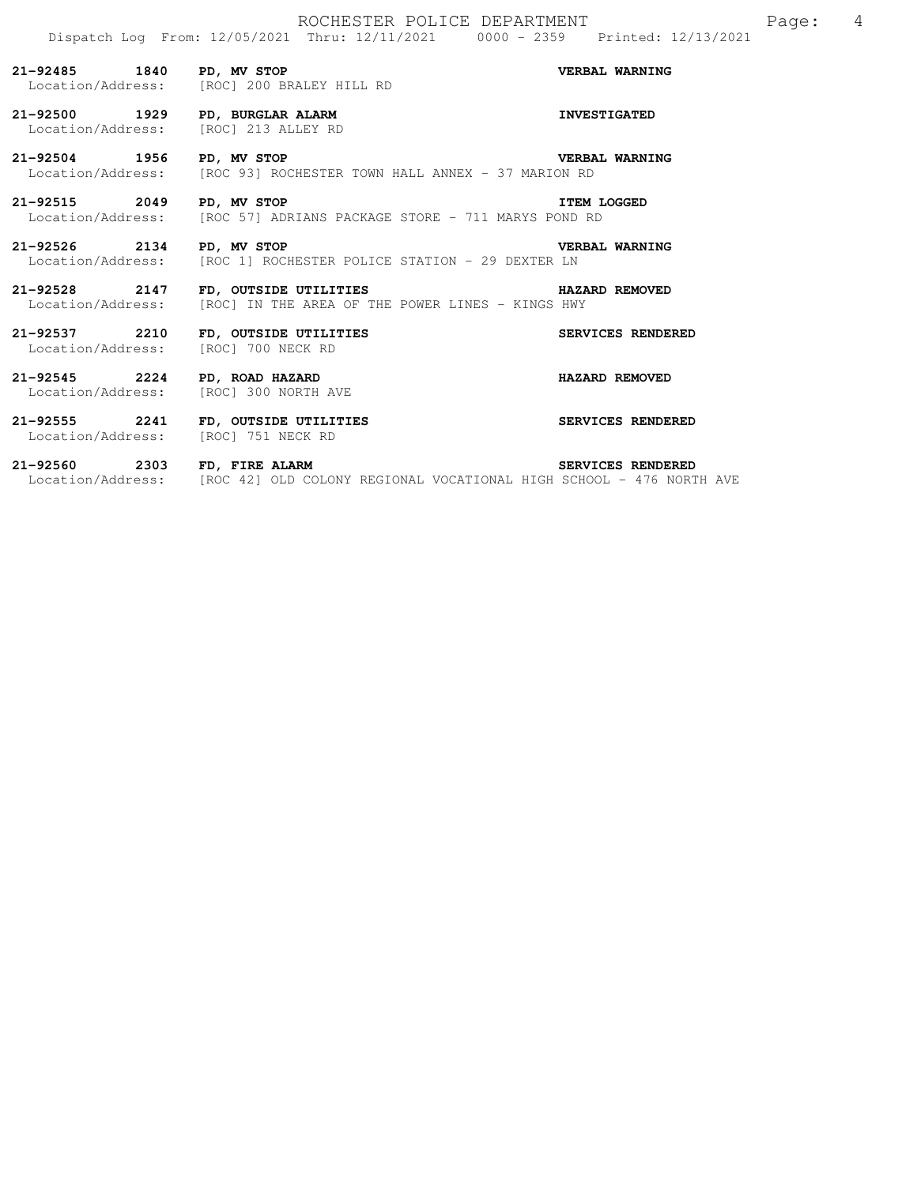**21-92485 1840 PD, MV STOP** **VERBAL WARNING**
Location/Address: [ROC] 200 BRALEY HILL RD

**21-92500 1929 PD, BURGLAR ALARM** **INVESTIGATED**
Location/Address: [ROC] 213 ALLEY RD

**21-92504 1956 PD, MV STOP** **VERBAL WARNING**
Location/Address: [ROC 93] ROCHESTER TOWN HALL ANNEX - 37 MARION RD

**21-92515 2049 PD, MV STOP** **ITEM LOGGED**
Location/Address: [ROC 57] ADRIANS PACKAGE STORE - 711 MARYS POND RD

**21-92526 2134 PD, MV STOP** **VERBAL WARNING**
Location/Address: [ROC 1] ROCHESTER POLICE STATION - 29 DEXTER LN

**21-92528 2147 FD, OUTSIDE UTILITIES** **HAZARD REMOVED**
Location/Address: [ROC] IN THE AREA OF THE POWER LINES - KINGS HWY

**21-92537 2210 FD, OUTSIDE UTILITIES** **SERVICES RENDERED**
Location/Address: [ROC] 700 NECK RD

**21-92545 2224 PD, ROAD HAZARD** **HAZARD REMOVED**
Location/Address: [ROC] 300 NORTH AVE

**21-92555 2241 FD, OUTSIDE UTILITIES** **SERVICES RENDERED**
Location/Address: [ROC] 751 NECK RD

**21-92560 2303 FD, FIRE ALARM** **SERVICES RENDERED**
Location/Address: [ROC 42] OLD COLONY REGIONAL VOCATIONAL HIGH SCHOOL - 476 NORTH AVE